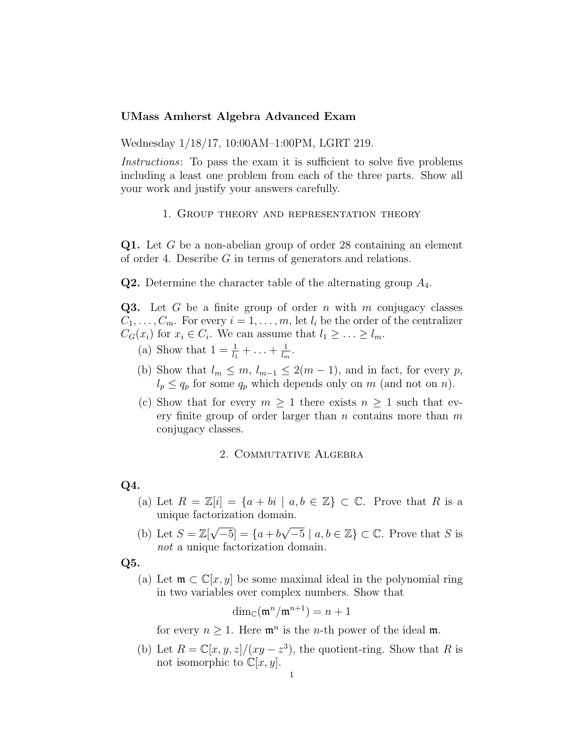**UMass Amherst Algebra Advanced Exam**

Wednesday 1/18/17, 10:00AM–1:00PM, LGRT 219.

*Instructions*: To pass the exam it is sufficient to solve five problems including a least one problem from each of the three parts. Show all your work and justify your answers carefully.

## 1. Group theory and representation theory

**Q1.** Let $G$ be a non-abelian group of order 28 containing an element of order 4. Describe $G$ in terms of generators and relations.

**Q2.** Determine the character table of the alternating group $A_4$.

**Q3.** Let $G$ be a finite group of order $n$ with $m$ conjugacy classes $C_1, \ldots, C_m$. For every $i = 1, \ldots, m$, let $l_i$ be the order of the centralizer $C_G(x_i)$ for $x_i \in C_i$. We can assume that $l_1 \geq \ldots \geq l_m$.

(a) Show that $1 = \frac{1}{l_1} + \ldots + \frac{1}{l_m}$.

(b) Show that $l_m \leq m$, $l_{m-1} \leq 2(m-1)$, and in fact, for every $p$, $l_p \leq q_p$ for some $q_p$ which depends only on $m$ (and not on $n$).

(c) Show that for every $m \geq 1$ there exists $n \geq 1$ such that every finite group of order larger than $n$ contains more than $m$ conjugacy classes.

## 2. Commutative Algebra

**Q4.**

(a) Let $R = \mathbb{Z}[i] = \{a + bi \mid a, b \in \mathbb{Z}\} \subset \mathbb{C}$. Prove that $R$ is a unique factorization domain.

(b) Let $S = \mathbb{Z}[\sqrt{-5}] = \{a + b\sqrt{-5} \mid a, b \in \mathbb{Z}\} \subset \mathbb{C}$. Prove that $S$ is *not* a unique factorization domain.

**Q5.**

(a) Let $\mathfrak{m} \subset \mathbb{C}[x, y]$ be some maximal ideal in the polynomial ring in two variables over complex numbers. Show that

$$\dim_{\mathbb{C}}(\mathfrak{m}^n/\mathfrak{m}^{n+1}) = n + 1$$

for every $n \geq 1$. Here $\mathfrak{m}^n$ is the $n$-th power of the ideal $\mathfrak{m}$.

(b) Let $R = \mathbb{C}[x, y, z]/(xy - z^3)$, the quotient-ring. Show that $R$ is not isomorphic to $\mathbb{C}[x, y]$.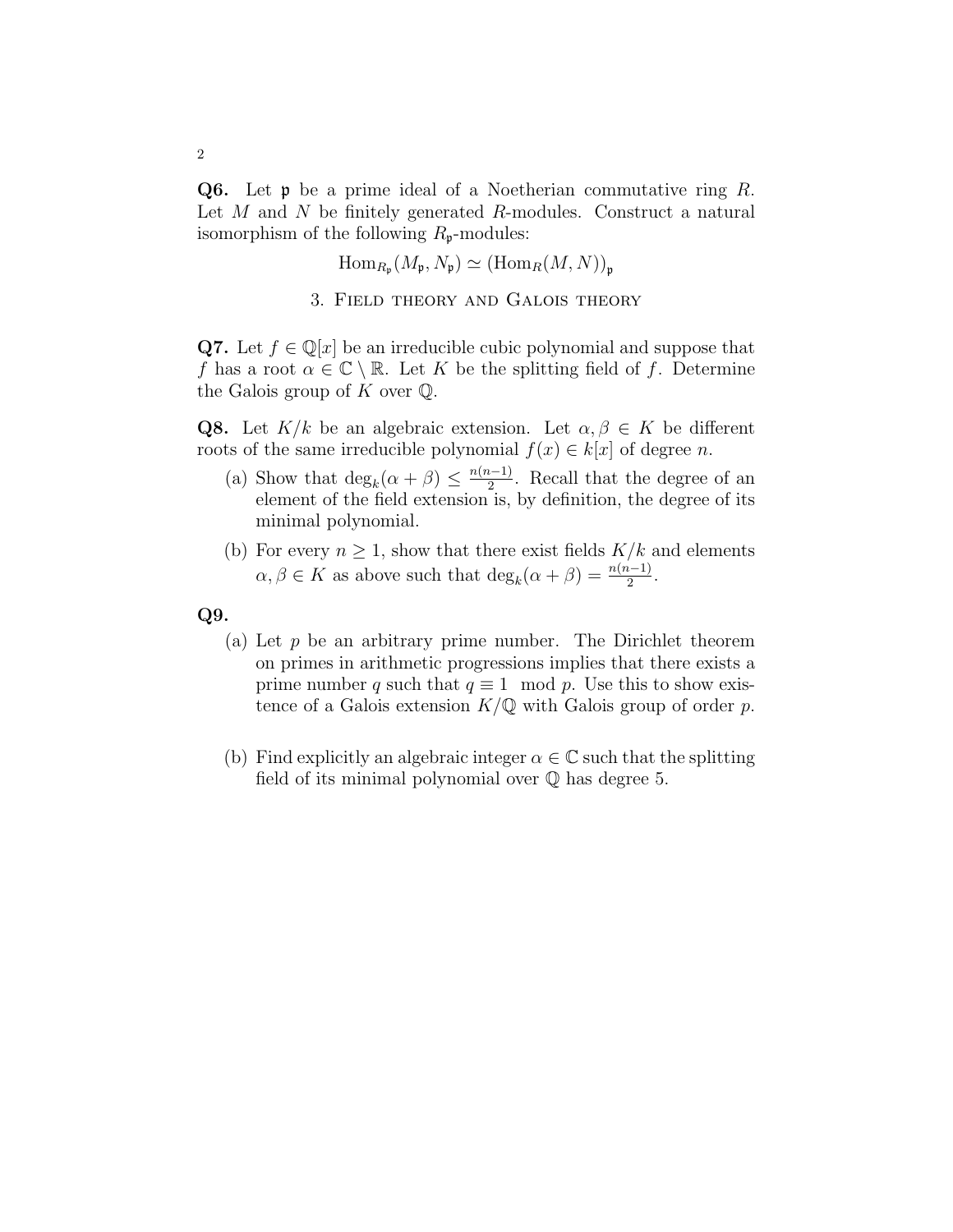**Q6.** Let $\mathfrak{p}$ be a prime ideal of a Noetherian commutative ring $R$. Let $M$ and $N$ be finitely generated $R$-modules. Construct a natural isomorphism of the following $R_{\mathfrak{p}}$-modules:

$$\operatorname{Hom}_{R_{\mathfrak{p}}}(M_{\mathfrak{p}}, N_{\mathfrak{p}}) \simeq (\operatorname{Hom}_R(M, N))_{\mathfrak{p}}$$

## 3. Field theory and Galois theory

**Q7.** Let $f \in \mathbb{Q}[x]$ be an irreducible cubic polynomial and suppose that $f$ has a root $\alpha \in \mathbb{C} \setminus \mathbb{R}$. Let $K$ be the splitting field of $f$. Determine the Galois group of $K$ over $\mathbb{Q}$.

**Q8.** Let $K/k$ be an algebraic extension. Let $\alpha, \beta \in K$ be different roots of the same irreducible polynomial $f(x) \in k[x]$ of degree $n$.

(a) Show that $\deg_k(\alpha + \beta) \leq \frac{n(n-1)}{2}$. Recall that the degree of an element of the field extension is, by definition, the degree of its minimal polynomial.

(b) For every $n \geq 1$, show that there exist fields $K/k$ and elements $\alpha, \beta \in K$ as above such that $\deg_k(\alpha + \beta) = \frac{n(n-1)}{2}$.

**Q9.**

(a) Let $p$ be an arbitrary prime number. The Dirichlet theorem on primes in arithmetic progressions implies that there exists a prime number $q$ such that $q \equiv 1 \mod p$. Use this to show existence of a Galois extension $K/\mathbb{Q}$ with Galois group of order $p$.

(b) Find explicitly an algebraic integer $\alpha \in \mathbb{C}$ such that the splitting field of its minimal polynomial over $\mathbb{Q}$ has degree 5.